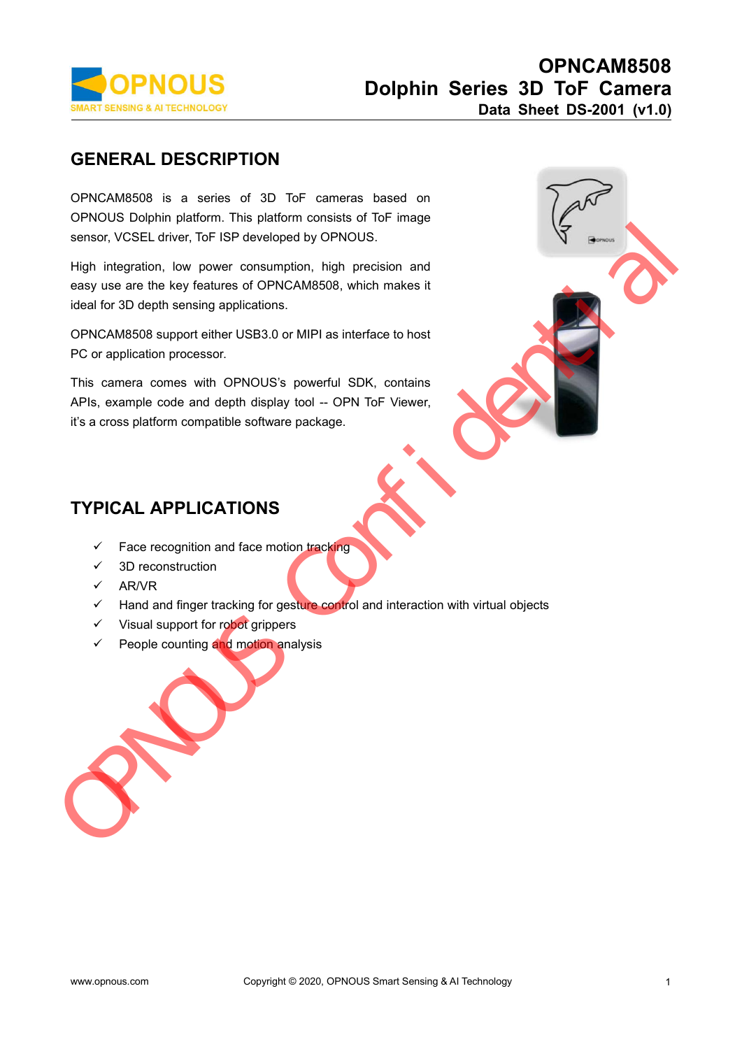# OPNCAM8508
# Dolphin Series 3D ToF Camera
**Data Sheet DS-2001 (v1.0)**

## GENERAL DESCRIPTION

OPNCAM8508 is a series of 3D ToF cameras based on OPNOUS Dolphin platform. This platform consists of ToF image sensor, VCSEL driver, ToF ISP developed by OPNOUS.

High integration, low power consumption, high precision and easy use are the key features of OPNCAM8508, which makes it ideal for 3D depth sensing applications.

OPNCAM8508 support either USB3.0 or MIPI as interface to host PC or application processor.

This camera comes with OPNOUS's powerful SDK, contains APIs, example code and depth display tool -- OPN ToF Viewer, it's a cross platform compatible software package.

## TYPICAL APPLICATIONS

- ✓ Face recognition and face motion tracking
- ✓ 3D reconstruction
- ✓ AR/VR
- ✓ Hand and finger tracking for gesture control and interaction with virtual objects
- ✓ Visual support for robot grippers
- ✓ People counting and motion analysis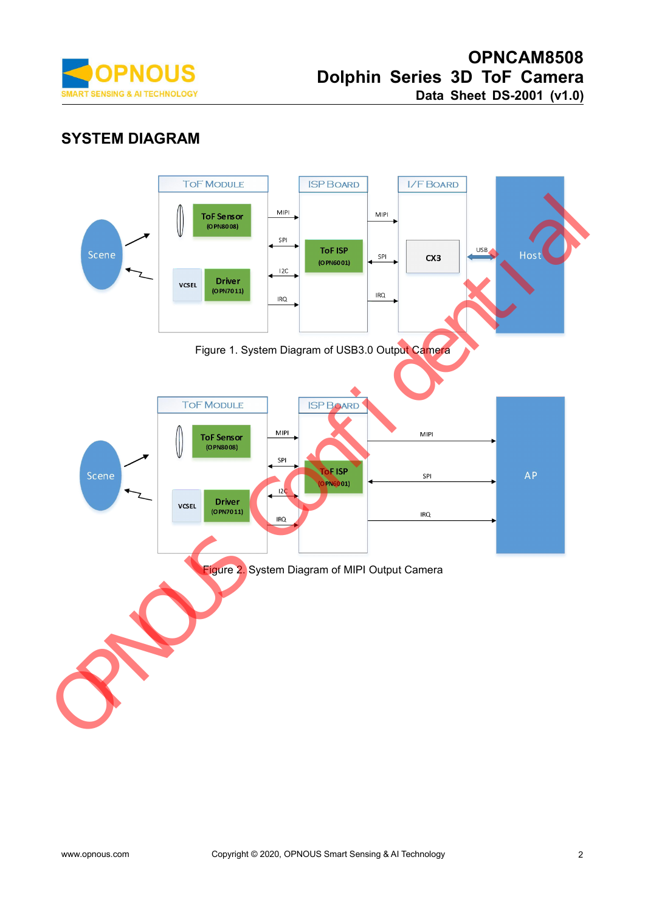## SYSTEM DIAGRAM

Figure 1. System Diagram of USB3.0 Output Camera

Figure 2. System Diagram of MIPI Output Camera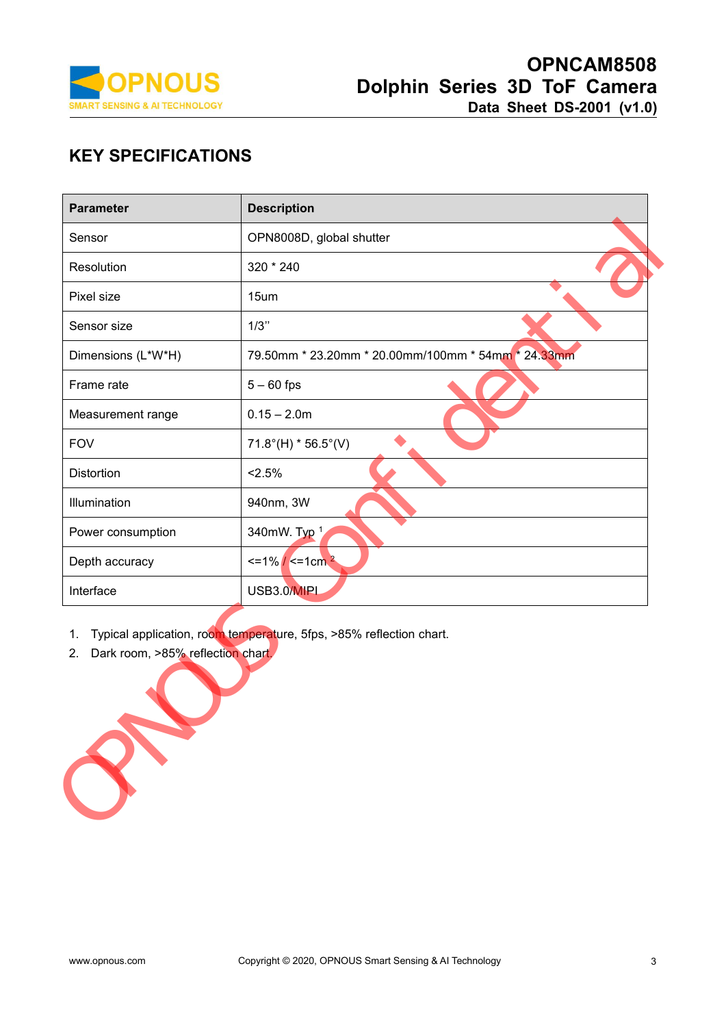## KEY SPECIFICATIONS

| Parameter | Description |
|---|---|
| Sensor | OPN8008D, global shutter |
| Resolution | 320 * 240 |
| Pixel size | 15um |
| Sensor size | 1/3'' |
| Dimensions (L*W*H) | 79.50mm * 23.20mm * 20.00mm/100mm * 54mm * 24.33mm |
| Frame rate | 5 – 60 fps |
| Measurement range | 0.15 – 2.0m |
| FOV | 71.8°(H) * 56.5°(V) |
| Distortion | <2.5% |
| Illumination | 940nm, 3W |
| Power consumption | 340mW. Typ [1] |
| Depth accuracy | <=1% / <=1cm [2] |
| Interface | USB3.0/MIPI |

1. Typical application, room temperature, 5fps, >85% reflection chart.
2. Dark room, >85% reflection chart.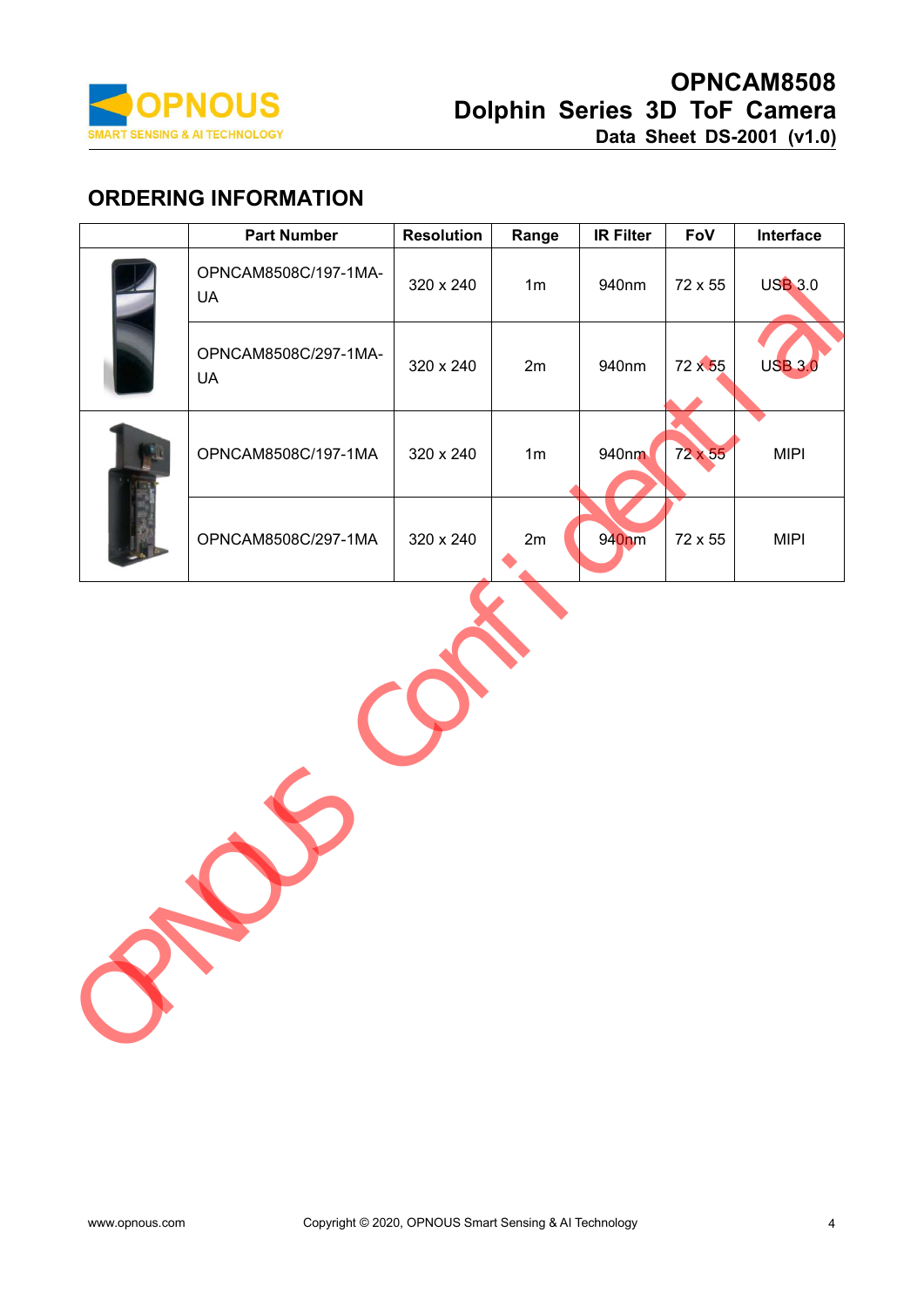## ORDERING INFORMATION

| | Part Number | Resolution | Range | IR Filter | FoV | Interface |
|---|---|---|---|---|---|---|
| | OPNCAM8508C/197-1MA-UA | 320 x 240 | 1m | 940nm | 72 x 55 | USB 3.0 |
| | OPNCAM8508C/297-1MA-UA | 320 x 240 | 2m | 940nm | 72 x 55 | USB 3.0 |
| | OPNCAM8508C/197-1MA | 320 x 240 | 1m | 940nm | 72 x 55 | MIPI |
| | OPNCAM8508C/297-1MA | 320 x 240 | 2m | 940nm | 72 x 55 | MIPI |

OPNOUS Confidential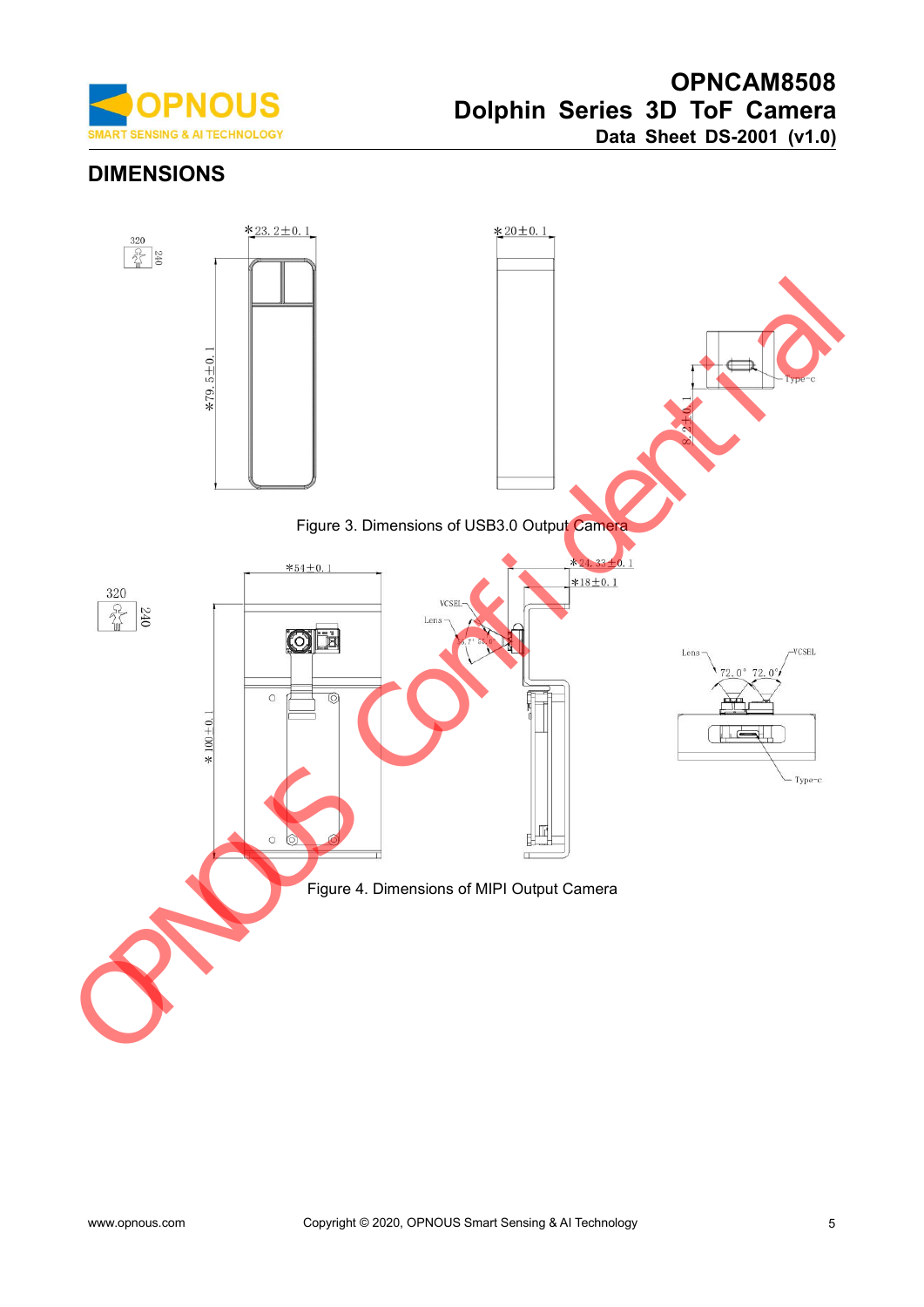## DIMENSIONS

Figure 3. Dimensions of USB3.0 Output Camera

Figure 4. Dimensions of MIPI Output Camera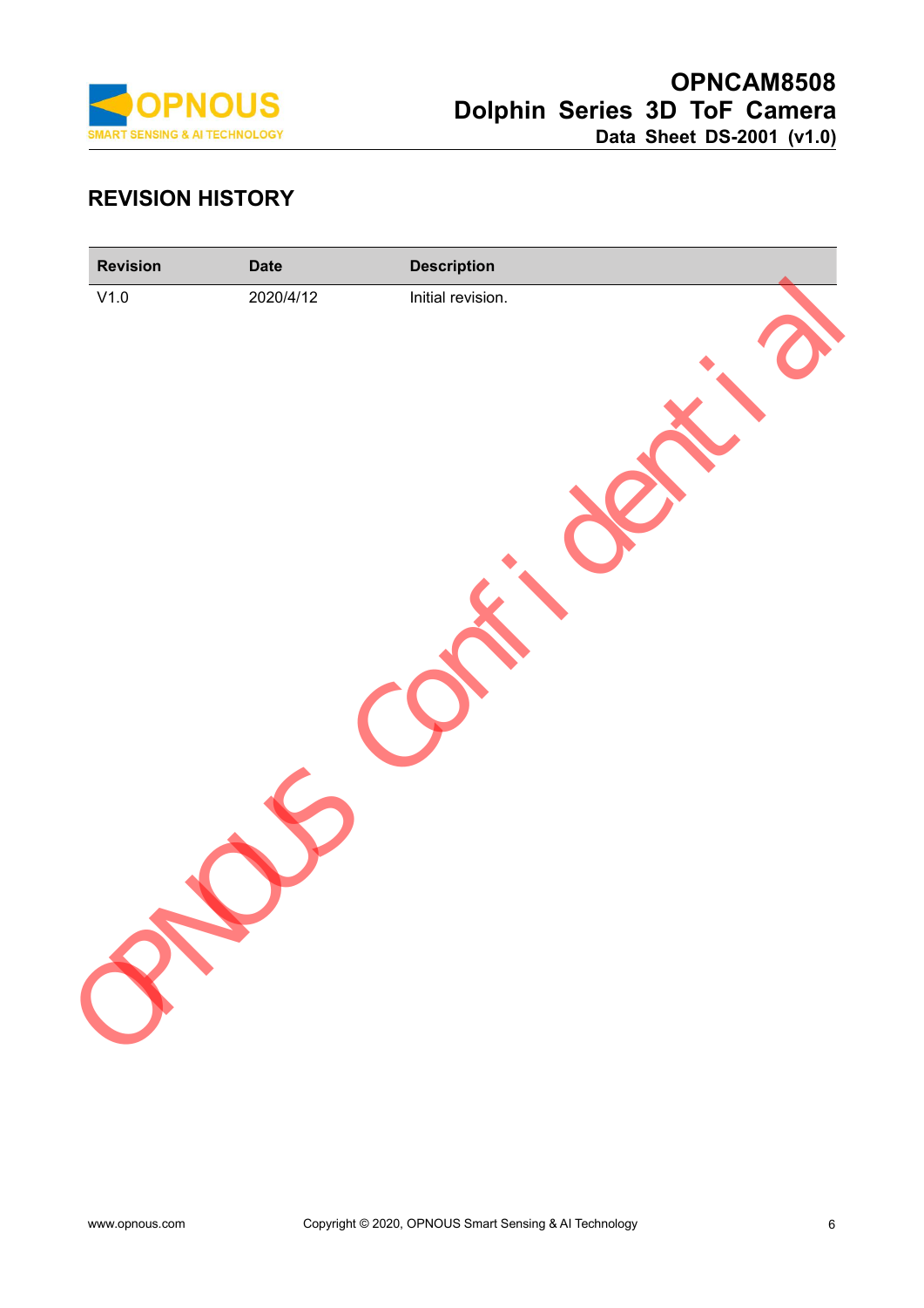## REVISION HISTORY

| Revision | Date | Description |
|---|---|---|
| V1.0 | 2020/4/12 | Initial revision. |